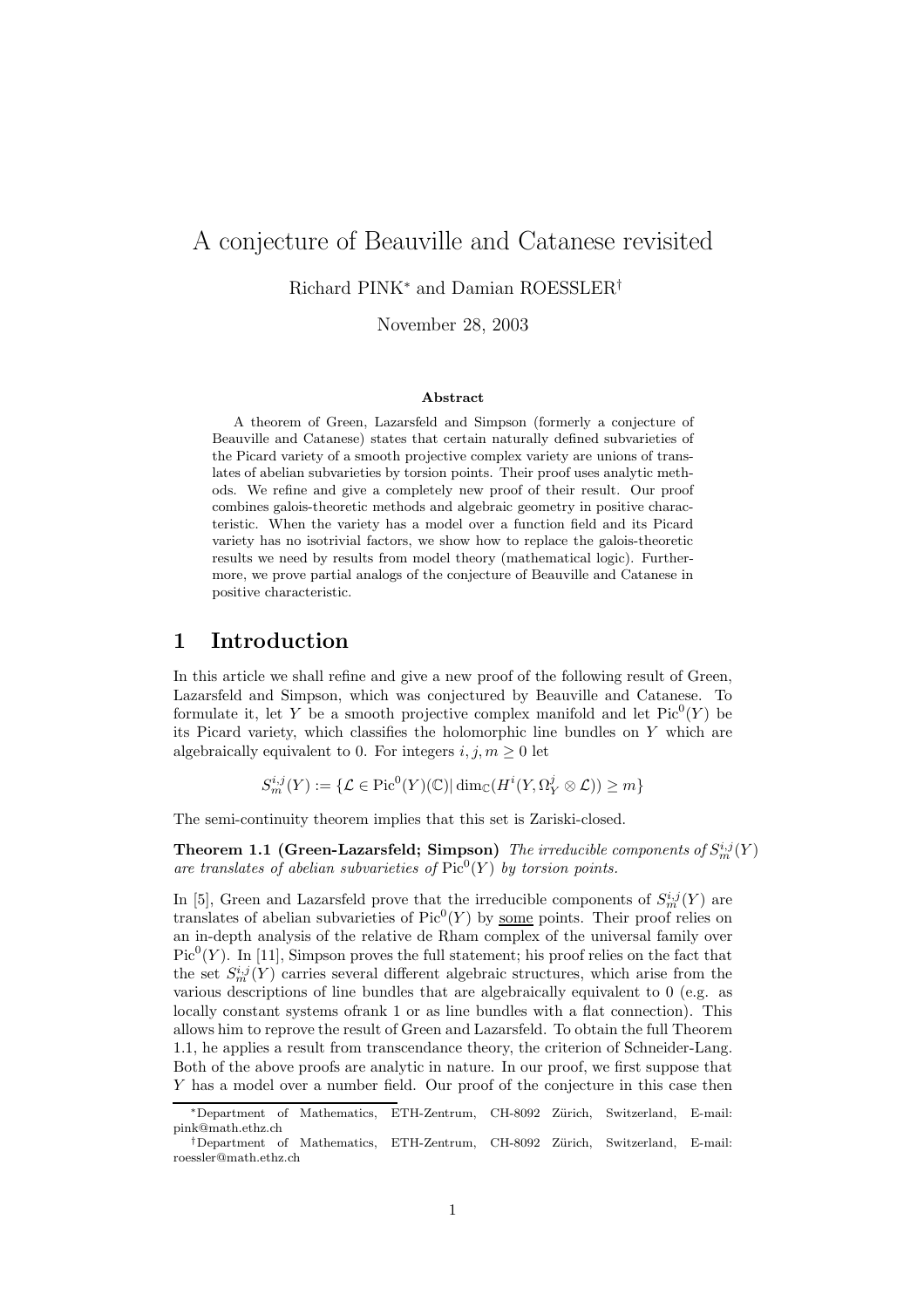# A conjecture of Beauville and Catanese revisited

Richard PINK* and Damian ROESSLER†

November 28, 2003

### Abstract

A theorem of Green, Lazarsfeld and Simpson (formerly a conjecture of Beauville and Catanese) states that certain naturally defined subvarieties of the Picard variety of a smooth projective complex variety are unions of translates of abelian subvarieties by torsion points. Their proof uses analytic methods. We refine and give a completely new proof of their result. Our proof combines galois-theoretic methods and algebraic geometry in positive characteristic. When the variety has a model over a function field and its Picard variety has no isotrivial factors, we show how to replace the galois-theoretic results we need by results from model theory (mathematical logic). Furthermore, we prove partial analogs of the conjecture of Beauville and Catanese in positive characteristic.

## 1 Introduction

In this article we shall refine and give a new proof of the following result of Green, Lazarsfeld and Simpson, which was conjectured by Beauville and Catanese. To formulate it, let $Y$ be a smooth projective complex manifold and let $\mathrm{Pic}^0(Y)$ be its Picard variety, which classifies the holomorphic line bundles on $Y$ which are algebraically equivalent to 0. For integers $i, j, m \geq 0$ let

$$S^{i,j}_m(Y) := \{\mathcal{L} \in \mathrm{Pic}^0(Y)(\mathbb{C}) | \dim_{\mathbb{C}}(H^i(Y, \Omega^j_Y \otimes \mathcal{L})) \geq m\}$$

The semi-continuity theorem implies that this set is Zariski-closed.

**Theorem 1.1 (Green-Lazarsfeld; Simpson)** *The irreducible components of $S^{i,j}_m(Y)$ are translates of abelian subvarieties of $\mathrm{Pic}^0(Y)$ by torsion points.*

In [5], Green and Lazarsfeld prove that the irreducible components of $S^{i,j}_m(Y)$ are translates of abelian subvarieties of $\mathrm{Pic}^0(Y)$ by <u>some</u> points. Their proof relies on an in-depth analysis of the relative de Rham complex of the universal family over $\mathrm{Pic}^0(Y)$. In [11], Simpson proves the full statement; his proof relies on the fact that the set $S^{i,j}_m(Y)$ carries several different algebraic structures, which arise from the various descriptions of line bundles that are algebraically equivalent to 0 (e.g. as locally constant systems ofrank 1 or as line bundles with a flat connection). This allows him to reprove the result of Green and Lazarsfeld. To obtain the full Theorem 1.1, he applies a result from transcendance theory, the criterion of Schneider-Lang. Both of the above proofs are analytic in nature. In our proof, we first suppose that $Y$ has a model over a number field. Our proof of the conjecture in this case then

---

*Department of Mathematics, ETH-Zentrum, CH-8092 Zürich, Switzerland, E-mail: pink@math.ethz.ch

†Department of Mathematics, ETH-Zentrum, CH-8092 Zürich, Switzerland, E-mail: roessler@math.ethz.ch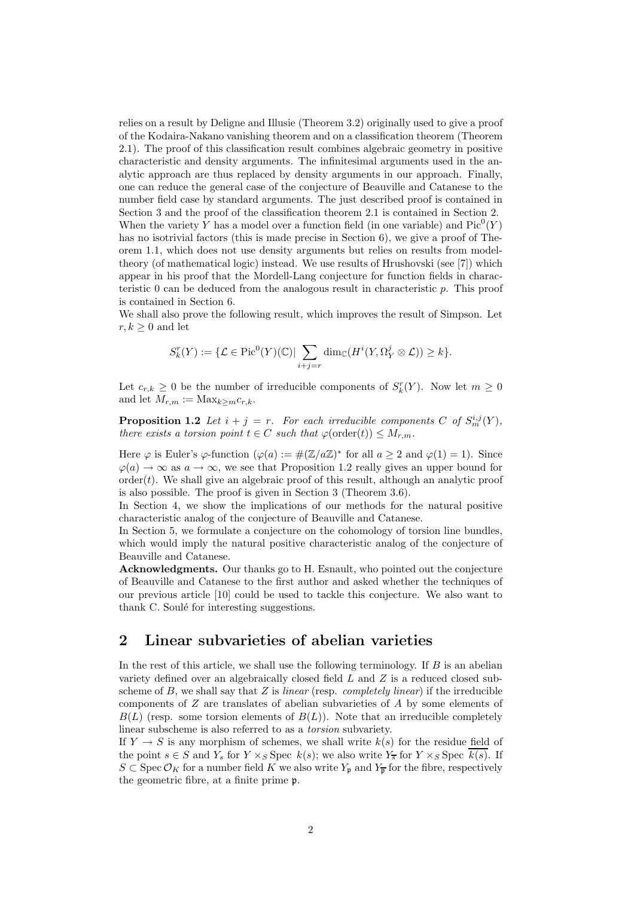relies on a result by Deligne and Illusie (Theorem 3.2) originally used to give a proof of the Kodaira-Nakano vanishing theorem and on a classification theorem (Theorem 2.1). The proof of this classification result combines algebraic geometry in positive characteristic and density arguments. The infinitesimal arguments used in the analytic approach are thus replaced by density arguments in our approach. Finally, one can reduce the general case of the conjecture of Beauville and Catanese to the number field case by standard arguments. The just described proof is contained in Section 3 and the proof of the classification theorem 2.1 is contained in Section 2. When the variety $Y$ has a model over a function field (in one variable) and $\mathrm{Pic}^0(Y)$ has no isotrivial factors (this is made precise in Section 6), we give a proof of Theorem 1.1, which does not use density arguments but relies on results from model-theory (of mathematical logic) instead. We use results of Hrushovski (see [7]) which appear in his proof that the Mordell-Lang conjecture for function fields in characteristic 0 can be deduced from the analogous result in characteristic $p$. This proof is contained in Section 6.

We shall also prove the following result, which improves the result of Simpson. Let $r, k \geq 0$ and let

$$S_k^r(Y) := \{\mathcal{L} \in \mathrm{Pic}^0(Y)(\mathbb{C}) | \sum_{i+j=r} \dim_{\mathbb{C}}(H^i(Y, \Omega_Y^j \otimes \mathcal{L})) \geq k\}.$$

Let $c_{r,k} \geq 0$ be the number of irreducible components of $S_k^r(Y)$. Now let $m \geq 0$ and let $M_{r,m} := \mathrm{Max}_{k \geq m} c_{r,k}$.

**Proposition 1.2** *Let $i + j = r$. For each irreducible components $C$ of $S_m^{i,j}(Y)$, there exists a torsion point $t \in C$ such that $\varphi(\mathrm{order}(t)) \leq M_{r,m}$.*

Here $\varphi$ is Euler's $\varphi$-function ($\varphi(a) := \#(\mathbb{Z}/a\mathbb{Z})^*$ for all $a \geq 2$ and $\varphi(1) = 1$). Since $\varphi(a) \to \infty$ as $a \to \infty$, we see that Proposition 1.2 really gives an upper bound for $\mathrm{order}(t)$. We shall give an algebraic proof of this result, although an analytic proof is also possible. The proof is given in Section 3 (Theorem 3.6).

In Section 4, we show the implications of our methods for the natural positive characteristic analog of the conjecture of Beauville and Catanese.

In Section 5, we formulate a conjecture on the cohomology of torsion line bundles, which would imply the natural positive characteristic analog of the conjecture of Beauville and Catanese.

**Acknowledgments.** Our thanks go to H. Esnault, who pointed out the conjecture of Beauville and Catanese to the first author and asked whether the techniques of our previous article [10] could be used to tackle this conjecture. We also want to thank C. Soulé for interesting suggestions.

## 2 Linear subvarieties of abelian varieties

In the rest of this article, we shall use the following terminology. If $B$ is an abelian variety defined over an algebraically closed field $L$ and $Z$ is a reduced closed subscheme of $B$, we shall say that $Z$ is *linear* (resp. *completely linear*) if the irreducible components of $Z$ are translates of abelian subvarieties of $A$ by some elements of $B(L)$ (resp. some torsion elements of $B(L)$). Note that an irreducible completely linear subscheme is also referred to as a *torsion* subvariety.

If $Y \to S$ is any morphism of schemes, we shall write $k(s)$ for the residue field of the point $s \in S$ and $Y_s$ for $Y \times_S \mathrm{Spec}\ k(s)$; we also write $Y_{\overline{s}}$ for $Y \times_S \mathrm{Spec}\ \overline{k(s)}$. If $S \subset \mathrm{Spec}\, \mathcal{O}_K$ for a number field $K$ we also write $Y_{\mathfrak{p}}$ and $Y_{\overline{\mathfrak{p}}}$ for the fibre, respectively the geometric fibre, at a finite prime $\mathfrak{p}$.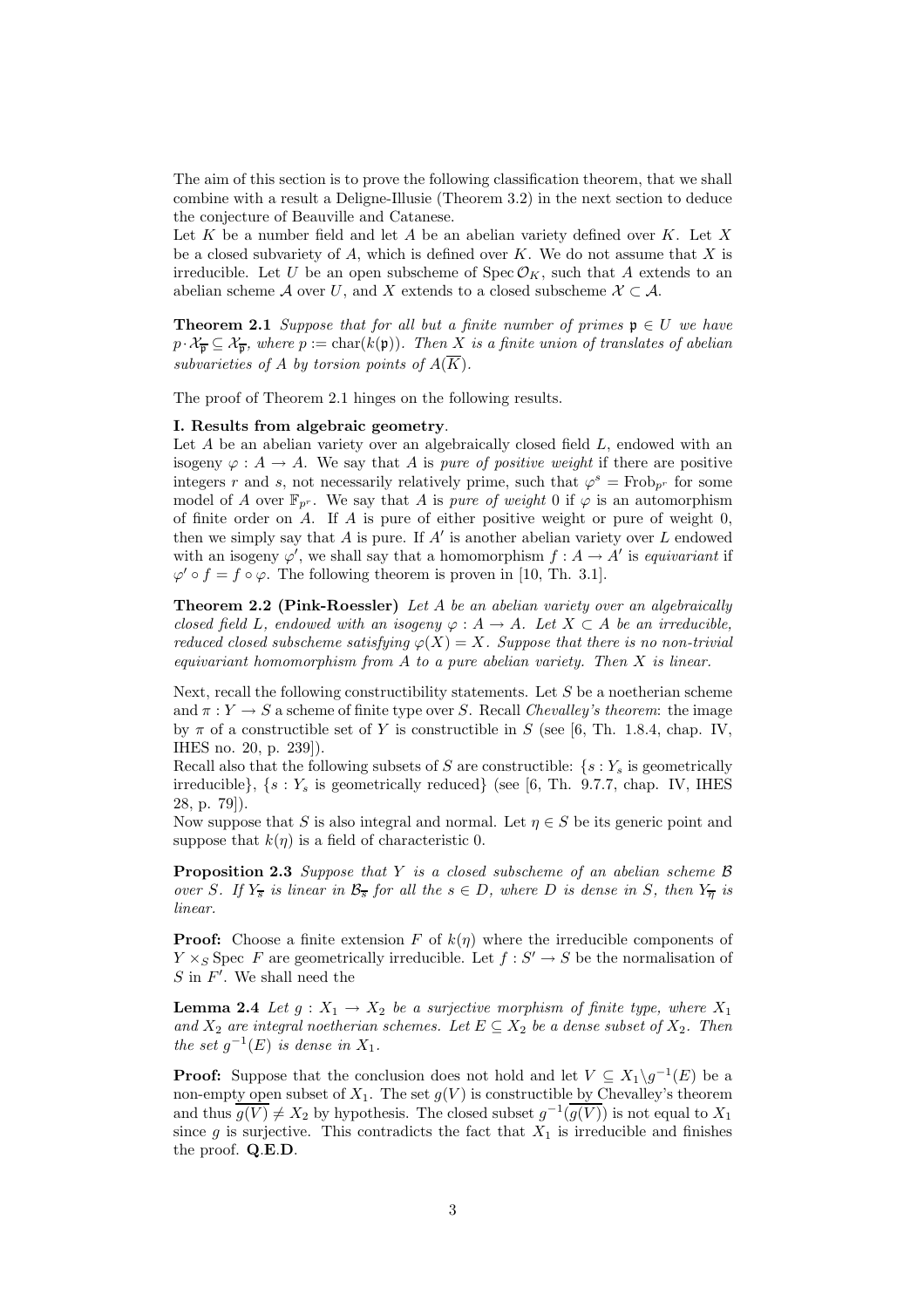The aim of this section is to prove the following classification theorem, that we shall combine with a result a Deligne-Illusie (Theorem 3.2) in the next section to deduce the conjecture of Beauville and Catanese.

Let $K$ be a number field and let $A$ be an abelian variety defined over $K$. Let $X$ be a closed subvariety of $A$, which is defined over $K$. We do not assume that $X$ is irreducible. Let $U$ be an open subscheme of $\operatorname{Spec} \mathcal{O}_K$, such that $A$ extends to an abelian scheme $\mathcal{A}$ over $U$, and $X$ extends to a closed subscheme $\mathcal{X} \subset \mathcal{A}$.

**Theorem 2.1** *Suppose that for all but a finite number of primes $\mathfrak{p} \in U$ we have $p \cdot \mathcal{X}_{\overline{\mathfrak{p}}} \subseteq \mathcal{X}_{\overline{\mathfrak{p}}}$, where $p := \operatorname{char}(k(\mathfrak{p}))$. Then $X$ is a finite union of translates of abelian subvarieties of $A$ by torsion points of $A(\overline{K})$.*

The proof of Theorem 2.1 hinges on the following results.

**I. Results from algebraic geometry**.

Let $A$ be an abelian variety over an algebraically closed field $L$, endowed with an isogeny $\varphi : A \to A$. We say that $A$ is *pure of positive weight* if there are positive integers $r$ and $s$, not necessarily relatively prime, such that $\varphi^s = \operatorname{Frob}_{p^r}$ for some model of $A$ over $\mathbb{F}_{p^r}$. We say that $A$ is *pure of weight* 0 if $\varphi$ is an automorphism of finite order on $A$. If $A$ is pure of either positive weight or pure of weight 0, then we simply say that $A$ is pure. If $A'$ is another abelian variety over $L$ endowed with an isogeny $\varphi'$, we shall say that a homomorphism $f : A \to A'$ is *equivariant* if $\varphi' \circ f = f \circ \varphi$. The following theorem is proven in [10, Th. 3.1].

**Theorem 2.2 (Pink-Roessler)** *Let $A$ be an abelian variety over an algebraically closed field $L$, endowed with an isogeny $\varphi : A \to A$. Let $X \subset A$ be an irreducible, reduced closed subscheme satisfying $\varphi(X) = X$. Suppose that there is no non-trivial equivariant homomorphism from $A$ to a pure abelian variety. Then $X$ is linear.*

Next, recall the following constructibility statements. Let $S$ be a noetherian scheme and $\pi : Y \to S$ a scheme of finite type over $S$. Recall *Chevalley's theorem*: the image by $\pi$ of a constructible set of $Y$ is constructible in $S$ (see [6, Th. 1.8.4, chap. IV, IHES no. 20, p. 239]).

Recall also that the following subsets of $S$ are constructible: $\{s : Y_s$ is geometrically irreducible$\}$, $\{s : Y_s$ is geometrically reduced$\}$ (see [6, Th. 9.7.7, chap. IV, IHES 28, p. 79]).

Now suppose that $S$ is also integral and normal. Let $\eta \in S$ be its generic point and suppose that $k(\eta)$ is a field of characteristic 0.

**Proposition 2.3** *Suppose that $Y$ is a closed subscheme of an abelian scheme $\mathcal{B}$ over $S$. If $Y_{\overline{s}}$ is linear in $\mathcal{B}_{\overline{s}}$ for all the $s \in D$, where $D$ is dense in $S$, then $Y_{\overline{\eta}}$ is linear.*

**Proof:** Choose a finite extension $F$ of $k(\eta)$ where the irreducible components of $Y \times_S \operatorname{Spec} F$ are geometrically irreducible. Let $f : S' \to S$ be the normalisation of $S$ in $F'$. We shall need the

**Lemma 2.4** *Let $g : X_1 \to X_2$ be a surjective morphism of finite type, where $X_1$ and $X_2$ are integral noetherian schemes. Let $E \subseteq X_2$ be a dense subset of $X_2$. Then the set $g^{-1}(E)$ is dense in $X_1$.*

**Proof:** Suppose that the conclusion does not hold and let $V \subseteq X_1 \backslash g^{-1}(E)$ be a non-empty open subset of $X_1$. The set $g(V)$ is constructible by Chevalley's theorem and thus $\overline{g(V)} \neq X_2$ by hypothesis. The closed subset $g^{-1}(\overline{g(V)})$ is not equal to $X_1$ since $g$ is surjective. This contradicts the fact that $X_1$ is irreducible and finishes the proof. **Q.E.D.**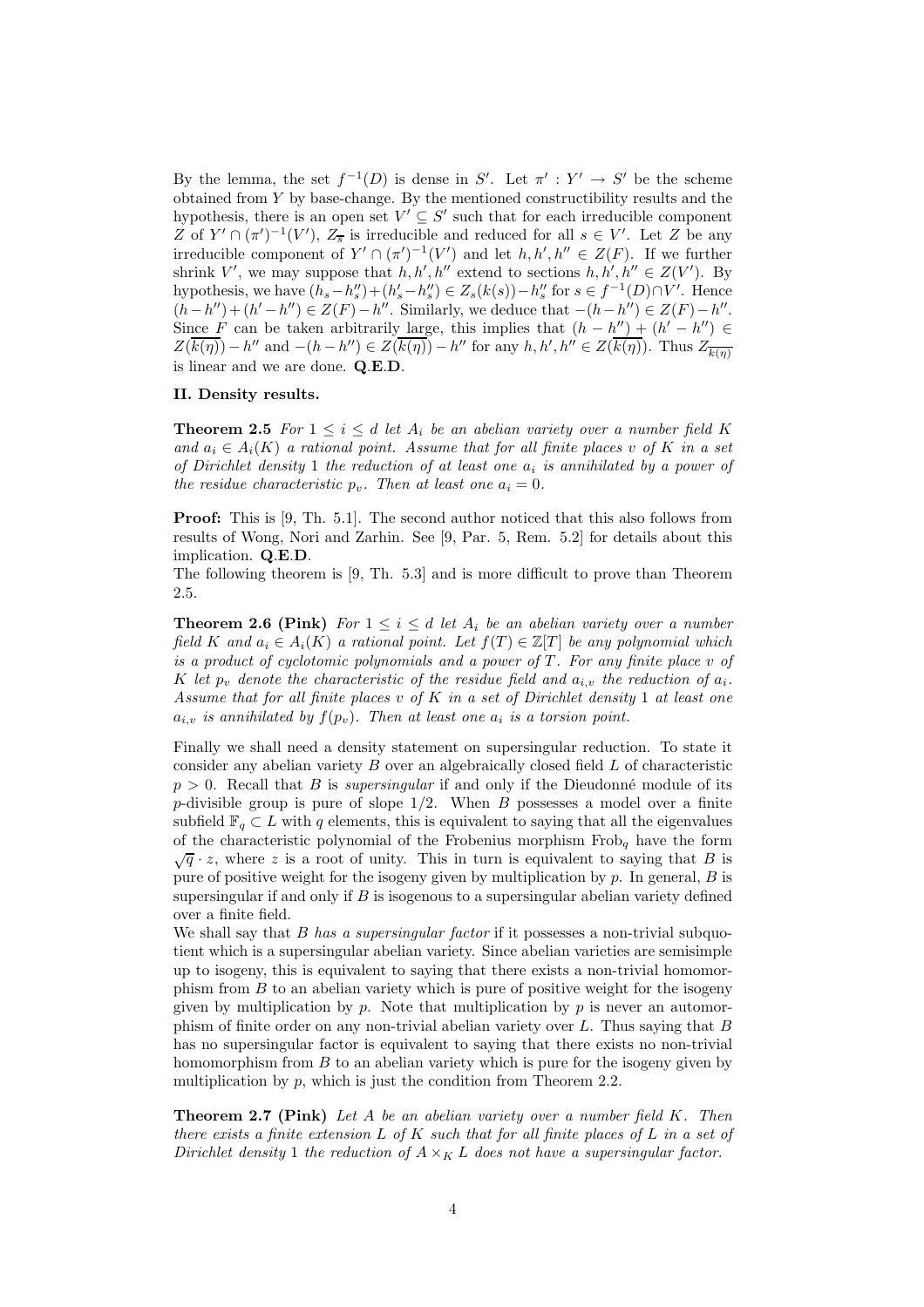By the lemma, the set $f^{-1}(D)$ is dense in $S'$. Let $\pi' : Y' \to S'$ be the scheme obtained from $Y$ by base-change. By the mentioned constructibility results and the hypothesis, there is an open set $V' \subseteq S'$ such that for each irreducible component $Z$ of $Y' \cap (\pi')^{-1}(V')$, $Z_{\overline{s}}$ is irreducible and reduced for all $s \in V'$. Let $Z$ be any irreducible component of $Y' \cap (\pi')^{-1}(V')$ and let $h, h', h'' \in Z(F)$. If we further shrink $V'$, we may suppose that $h, h', h''$ extend to sections $h, h', h'' \in Z(V')$. By hypothesis, we have $(h_s - h''_s) + (h'_s - h''_s) \in Z_s(k(s)) - h''_s$ for $s \in f^{-1}(D) \cap V'$. Hence $(h - h'') + (h' - h'') \in Z(F) - h''$. Similarly, we deduce that $-(h - h'') \in Z(F) - h''$. Since $F$ can be taken arbitrarily large, this implies that $(h - h'') + (h' - h'') \in Z(\overline{k(\eta)}) - h''$ and $-(h - h'') \in Z(\overline{k(\eta)}) - h''$ for any $h, h', h'' \in Z(\overline{k(\eta)})$. Thus $Z_{\overline{k(\eta)}}$ is linear and we are done. **Q.E.D.**

**II. Density results.**

**Theorem 2.5** *For $1 \leq i \leq d$ let $A_i$ be an abelian variety over a number field $K$ and $a_i \in A_i(K)$ a rational point. Assume that for all finite places $v$ of $K$ in a set of Dirichlet density 1 the reduction of at least one $a_i$ is annihilated by a power of the residue characteristic $p_v$. Then at least one $a_i = 0$.*

**Proof:** This is [9, Th. 5.1]. The second author noticed that this also follows from results of Wong, Nori and Zarhin. See [9, Par. 5, Rem. 5.2] for details about this implication. **Q.E.D.**

The following theorem is [9, Th. 5.3] and is more difficult to prove than Theorem 2.5.

**Theorem 2.6 (Pink)** *For $1 \leq i \leq d$ let $A_i$ be an abelian variety over a number field $K$ and $a_i \in A_i(K)$ a rational point. Let $f(T) \in \mathbb{Z}[T]$ be any polynomial which is a product of cyclotomic polynomials and a power of $T$. For any finite place $v$ of $K$ let $p_v$ denote the characteristic of the residue field and $a_{i,v}$ the reduction of $a_i$. Assume that for all finite places $v$ of $K$ in a set of Dirichlet density 1 at least one $a_{i,v}$ is annihilated by $f(p_v)$. Then at least one $a_i$ is a torsion point.*

Finally we shall need a density statement on supersingular reduction. To state it consider any abelian variety $B$ over an algebraically closed field $L$ of characteristic $p > 0$. Recall that $B$ is *supersingular* if and only if the Dieudonné module of its $p$-divisible group is pure of slope $1/2$. When $B$ possesses a model over a finite subfield $\mathbb{F}_q \subset L$ with $q$ elements, this is equivalent to saying that all the eigenvalues of the characteristic polynomial of the Frobenius morphism $\mathrm{Frob}_q$ have the form $\sqrt{q} \cdot z$, where $z$ is a root of unity. This in turn is equivalent to saying that $B$ is pure of positive weight for the isogeny given by multiplication by $p$. In general, $B$ is supersingular if and only if $B$ is isogenous to a supersingular abelian variety defined over a finite field.

We shall say that $B$ *has a supersingular factor* if it possesses a non-trivial subquotient which is a supersingular abelian variety. Since abelian varieties are semisimple up to isogeny, this is equivalent to saying that there exists a non-trivial homomorphism from $B$ to an abelian variety which is pure of positive weight for the isogeny given by multiplication by $p$. Note that multiplication by $p$ is never an automorphism of finite order on any non-trivial abelian variety over $L$. Thus saying that $B$ has no supersingular factor is equivalent to saying that there exists no non-trivial homomorphism from $B$ to an abelian variety which is pure for the isogeny given by multiplication by $p$, which is just the condition from Theorem 2.2.

**Theorem 2.7 (Pink)** *Let $A$ be an abelian variety over a number field $K$. Then there exists a finite extension $L$ of $K$ such that for all finite places of $L$ in a set of Dirichlet density 1 the reduction of $A \times_K L$ does not have a supersingular factor.*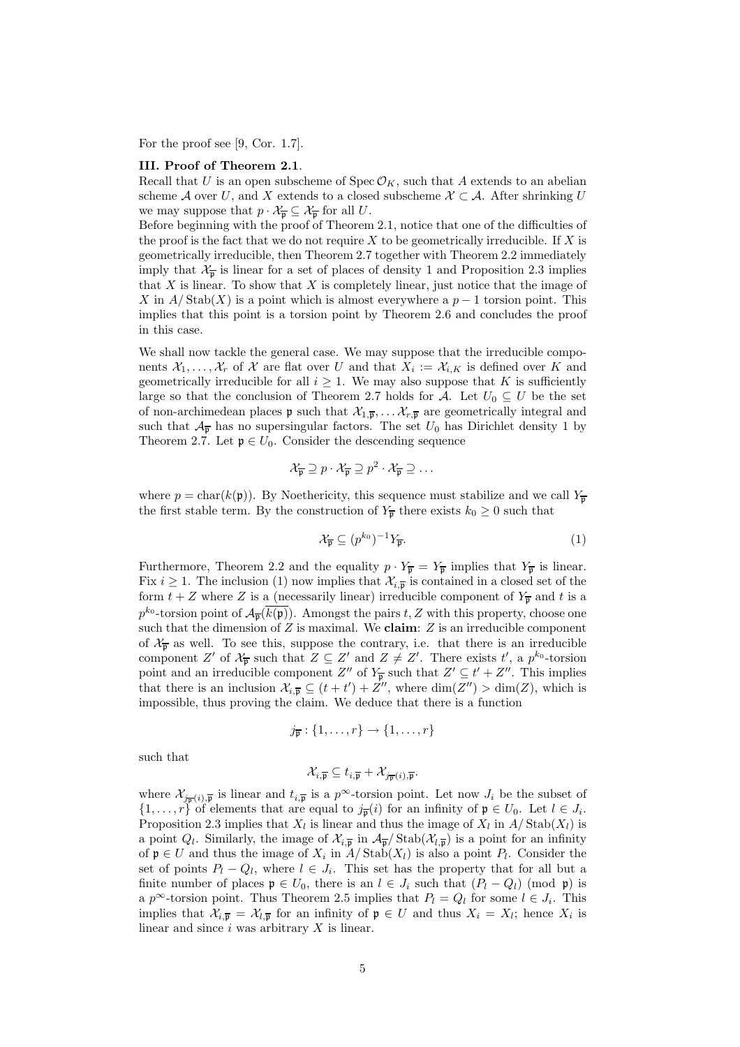For the proof see [9, Cor. 1.7].

**III. Proof of Theorem 2.1**.

Recall that $U$ is an open subscheme of $\operatorname{Spec} \mathcal{O}_K$, such that $A$ extends to an abelian scheme $\mathcal{A}$ over $U$, and $X$ extends to a closed subscheme $\mathcal{X} \subset \mathcal{A}$. After shrinking $U$ we may suppose that $p \cdot \mathcal{X}_{\overline{\mathfrak{p}}} \subseteq \mathcal{X}_{\overline{\mathfrak{p}}}$ for all $U$.

Before beginning with the proof of Theorem 2.1, notice that one of the difficulties of the proof is the fact that we do not require $X$ to be geometrically irreducible. If $X$ is geometrically irreducible, then Theorem 2.7 together with Theorem 2.2 immediately imply that $\mathcal{X}_{\overline{\mathfrak{p}}}$ is linear for a set of places of density 1 and Proposition 2.3 implies that $X$ is linear. To show that $X$ is completely linear, just notice that the image of $X$ in $A/\operatorname{Stab}(X)$ is a point which is almost everywhere a $p-1$ torsion point. This implies that this point is a torsion point by Theorem 2.6 and concludes the proof in this case.

We shall now tackle the general case. We may suppose that the irreducible components $\mathcal{X}_1, \ldots, \mathcal{X}_r$ of $\mathcal{X}$ are flat over $U$ and that $X_i := \mathcal{X}_{i,K}$ is defined over $K$ and geometrically irreducible for all $i \geq 1$. We may also suppose that $K$ is sufficiently large so that the conclusion of Theorem 2.7 holds for $\mathcal{A}$. Let $U_0 \subseteq U$ be the set of non-archimedean places $\mathfrak{p}$ such that $\mathcal{X}_{1,\overline{\mathfrak{p}}}, \ldots \mathcal{X}_{r,\overline{\mathfrak{p}}}$ are geometrically integral and such that $\mathcal{A}_{\overline{\mathfrak{p}}}$ has no supersingular factors. The set $U_0$ has Dirichlet density 1 by Theorem 2.7. Let $\mathfrak{p} \in U_0$. Consider the descending sequence

$$\mathcal{X}_{\overline{\mathfrak{p}}} \supseteq p \cdot \mathcal{X}_{\overline{\mathfrak{p}}} \supseteq p^2 \cdot \mathcal{X}_{\overline{\mathfrak{p}}} \supseteq \ldots$$

where $p = \operatorname{char}(k(\mathfrak{p}))$. By Noethericity, this sequence must stabilize and we call $Y_{\overline{\mathfrak{p}}}$ the first stable term. By the construction of $Y_{\overline{\mathfrak{p}}}$ there exists $k_0 \geq 0$ such that

$$\mathcal{X}_{\overline{\mathfrak{p}}} \subseteq (p^{k_0})^{-1} Y_{\overline{\mathfrak{p}}}. \tag{1}$$

Furthermore, Theorem 2.2 and the equality $p \cdot Y_{\overline{\mathfrak{p}}} = Y_{\overline{\mathfrak{p}}}$ implies that $Y_{\overline{\mathfrak{p}}}$ is linear. Fix $i \geq 1$. The inclusion (1) now implies that $\mathcal{X}_{i,\overline{\mathfrak{p}}}$ is contained in a closed set of the form $t + Z$ where $Z$ is a (necessarily linear) irreducible component of $Y_{\overline{\mathfrak{p}}}$ and $t$ is a $p^{k_0}$-torsion point of $\mathcal{A}_{\overline{\mathfrak{p}}}(\overline{k(\mathfrak{p})})$. Amongst the pairs $t, Z$ with this property, choose one such that the dimension of $Z$ is maximal. We **claim**: $Z$ is an irreducible component of $\mathcal{X}_{\overline{\mathfrak{p}}}$ as well. To see this, suppose the contrary, i.e. that there is an irreducible component $Z'$ of $\mathcal{X}_{\overline{\mathfrak{p}}}$ such that $Z \subseteq Z'$ and $Z \neq Z'$. There exists $t'$, a $p^{k_0}$-torsion point and an irreducible component $Z''$ of $Y_{\overline{\mathfrak{p}}}$ such that $Z' \subseteq t' + Z''$. This implies that there is an inclusion $\mathcal{X}_{i,\overline{\mathfrak{p}}} \subseteq (t + t') + Z''$, where $\dim(Z'') > \dim(Z)$, which is impossible, thus proving the claim. We deduce that there is a function

$$j_{\overline{\mathfrak{p}}} : \{1, \ldots, r\} \to \{1, \ldots, r\}$$

such that

$$\mathcal{X}_{i,\overline{\mathfrak{p}}} \subseteq t_{i,\overline{\mathfrak{p}}} + \mathcal{X}_{j_{\overline{\mathfrak{p}}}(i),\overline{\mathfrak{p}}}.$$

where $\mathcal{X}_{j_{\overline{\mathfrak{p}}}(i),\overline{\mathfrak{p}}}$ is linear and $t_{i,\overline{\mathfrak{p}}}$ is a $p^{\infty}$-torsion point. Let now $J_i$ be the subset of $\{1, \ldots, r\}$ of elements that are equal to $j_{\overline{\mathfrak{p}}}(i)$ for an infinity of $\mathfrak{p} \in U_0$. Let $l \in J_i$. Proposition 2.3 implies that $X_l$ is linear and thus the image of $X_l$ in $A/\operatorname{Stab}(X_l)$ is a point $Q_l$. Similarly, the image of $\mathcal{X}_{i,\overline{\mathfrak{p}}}$ in $\mathcal{A}_{\overline{\mathfrak{p}}}/\operatorname{Stab}(\mathcal{X}_{l,\overline{\mathfrak{p}}})$ is a point for an infinity of $\mathfrak{p} \in U$ and thus the image of $X_i$ in $A/\operatorname{Stab}(X_l)$ is also a point $P_l$. Consider the set of points $P_l - Q_l$, where $l \in J_i$. This set has the property that for all but a finite number of places $\mathfrak{p} \in U_0$, there is an $l \in J_i$ such that $(P_l - Q_l) \pmod{\mathfrak{p}}$ is a $p^{\infty}$-torsion point. Thus Theorem 2.5 implies that $P_l = Q_l$ for some $l \in J_i$. This implies that $\mathcal{X}_{i,\overline{\mathfrak{p}}} = \mathcal{X}_{l,\overline{\mathfrak{p}}}$ for an infinity of $\mathfrak{p} \in U$ and thus $X_i = X_l$; hence $X_i$ is linear and since $i$ was arbitrary $X$ is linear.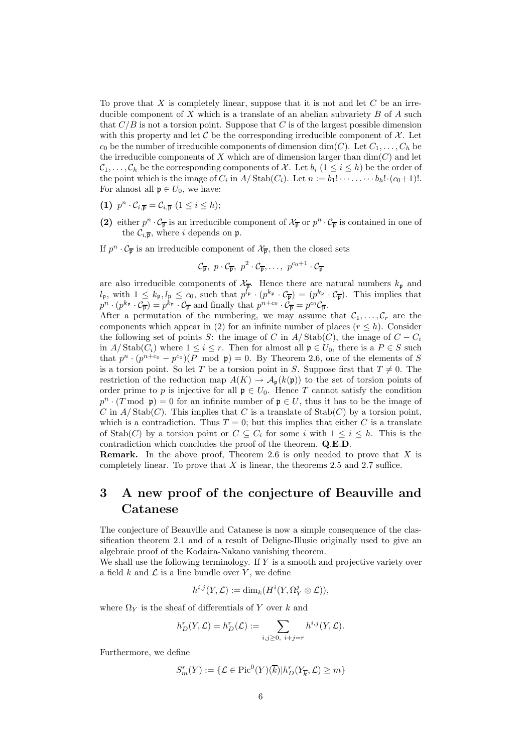To prove that $X$ is completely linear, suppose that it is not and let $C$ be an irreducible component of $X$ which is a translate of an abelian subvariety $B$ of $A$ such that $C/B$ is not a torsion point. Suppose that $C$ is of the largest possible dimension with this property and let $\mathcal{C}$ be the corresponding irreducible component of $\mathcal{X}$. Let $c_0$ be the number of irreducible components of dimension $\dim(C)$. Let $C_1, \ldots, C_h$ be the irreducible components of $X$ which are of dimension larger than $\dim(C)$ and let $\mathcal{C}_1, \ldots, \mathcal{C}_h$ be the corresponding components of $\mathcal{X}$. Let $b_i$ $(1 \leq i \leq h)$ be the order of the point which is the image of $C_i$ in $A/\operatorname{Stab}(C_i)$. Let $n := b_1! \cdot \ldots \cdot b_h! \cdot (c_0+1)!$. For almost all $\mathfrak{p} \in U_0$, we have:

**(1)** $p^n \cdot \mathcal{C}_{i,\overline{\mathfrak{p}}} = \mathcal{C}_{i,\overline{\mathfrak{p}}}$ $(1 \leq i \leq h)$;

**(2)** either $p^n \cdot \mathcal{C}_{\overline{\mathfrak{p}}}$ is an irreducible component of $\mathcal{X}_{\overline{\mathfrak{p}}}$ or $p^n \cdot \mathcal{C}_{\overline{\mathfrak{p}}}$ is contained in one of the $\mathcal{C}_{i,\overline{\mathfrak{p}}}$, where $i$ depends on $\mathfrak{p}$.

If $p^n \cdot \mathcal{C}_{\overline{\mathfrak{p}}}$ is an irreducible component of $\mathcal{X}_{\overline{\mathfrak{p}}}$, then the closed sets

$$\mathcal{C}_{\overline{\mathfrak{p}}},\ p \cdot \mathcal{C}_{\overline{\mathfrak{p}}},\ p^2 \cdot \mathcal{C}_{\overline{\mathfrak{p}}}, \ldots,\ p^{c_0+1} \cdot \mathcal{C}_{\overline{\mathfrak{p}}}$$

are also irreducible components of $\mathcal{X}_{\overline{\mathfrak{p}}}$. Hence there are natural numbers $k_{\mathfrak{p}}$ and $l_{\mathfrak{p}}$, with $1 \leq k_{\mathfrak{p}}, l_{\mathfrak{p}} \leq c_0$, such that $p^{l_{\mathfrak{p}}} \cdot (p^{k_{\mathfrak{p}}} \cdot \mathcal{C}_{\overline{\mathfrak{p}}}) = (p^{k_{\mathfrak{p}}} \cdot \mathcal{C}_{\overline{\mathfrak{p}}})$. This implies that $p^n \cdot (p^{k_{\mathfrak{p}}} \cdot \mathcal{C}_{\overline{\mathfrak{p}}}) = p^{k_{\mathfrak{p}}} \cdot \mathcal{C}_{\overline{\mathfrak{p}}}$ and finally that $p^{n+c_0} \cdot \mathcal{C}_{\overline{\mathfrak{p}}} = p^{c_0} \mathcal{C}_{\overline{\mathfrak{p}}}$.

After a permutation of the numbering, we may assume that $\mathcal{C}_1, \ldots, \mathcal{C}_r$ are the components which appear in (2) for an infinite number of places $(r \leq h)$. Consider the following set of points $S$: the image of $C$ in $A/\operatorname{Stab}(C)$, the image of $C - C_i$ in $A/\operatorname{Stab}(C_i)$ where $1 \leq i \leq r$. Then for almost all $\mathfrak{p} \in U_0$, there is a $P \in S$ such that $p^n \cdot (p^{n+c_0} - p^{c_0})(P \mod \mathfrak{p}) = 0$. By Theorem 2.6, one of the elements of $S$ is a torsion point. So let $T$ be a torsion point in $S$. Suppose first that $T \neq 0$. The restriction of the reduction map $A(K) \to \mathcal{A}_{\mathfrak{p}}(k(\mathfrak{p}))$ to the set of torsion points of order prime to $p$ is injective for all $\mathfrak{p} \in U_0$. Hence $T$ cannot satisfy the condition $p^n \cdot (T \bmod \mathfrak{p}) = 0$ for an infinite number of $\mathfrak{p} \in U$, thus it has to be the image of $C$ in $A/\operatorname{Stab}(C)$. This implies that $C$ is a translate of $\operatorname{Stab}(C)$ by a torsion point, which is a contradiction. Thus $T = 0$; but this implies that either $C$ is a translate of $\operatorname{Stab}(C)$ by a torsion point or $C \subseteq C_i$ for some $i$ with $1 \leq i \leq h$. This is the contradiction which concludes the proof of the theorem. **Q.E.D.**

**Remark.** In the above proof, Theorem 2.6 is only needed to prove that $X$ is completely linear. To prove that $X$ is linear, the theorems 2.5 and 2.7 suffice.

# 3 A new proof of the conjecture of Beauville and Catanese

The conjecture of Beauville and Catanese is now a simple consequence of the classification theorem 2.1 and of a result of Deligne-Illusie originally used to give an algebraic proof of the Kodaira-Nakano vanishing theorem.

We shall use the following terminology. If $Y$ is a smooth and projective variety over a field $k$ and $\mathcal{L}$ is a line bundle over $Y$, we define

$$h^{i,j}(Y, \mathcal{L}) := \dim_k(H^i(Y, \Omega^j_Y \otimes \mathcal{L})),$$

where $\Omega_Y$ is the sheaf of differentials of $Y$ over $k$ and

$$h^r_D(Y, \mathcal{L}) = h^r_D(\mathcal{L}) := \sum_{i,j \geq 0,\ i+j=r} h^{i,j}(Y, \mathcal{L}).$$

Furthermore, we define

$$S^r_m(Y) := \{\mathcal{L} \in \operatorname{Pic}^0(Y)(\overline{k}) | h^r_D(Y_{\overline{k}}, \mathcal{L}) \geq m\}$$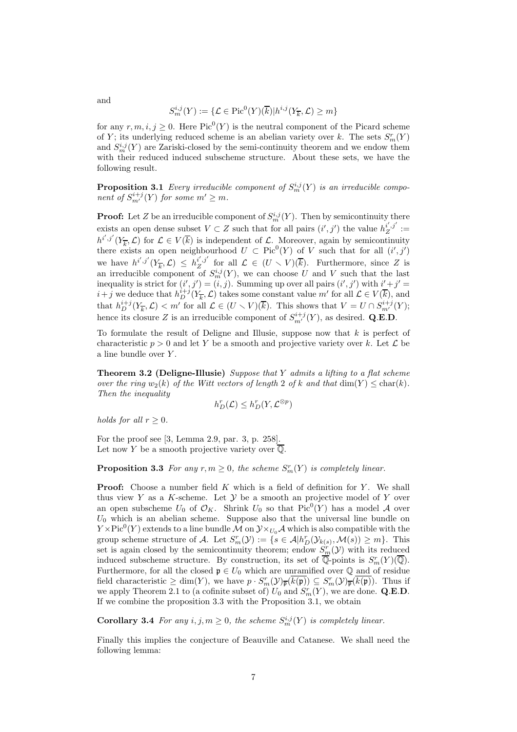and

$$S^{i,j}_m(Y) := \{\mathcal{L} \in \mathrm{Pic}^0(Y)(\overline{k}) | h^{i,j}(Y_{\overline{k}}, \mathcal{L}) \geq m\}$$

for any $r, m, i, j \geq 0$. Here $\mathrm{Pic}^0(Y)$ is the neutral component of the Picard scheme of $Y$; its underlying reduced scheme is an abelian variety over $k$. The sets $S^r_m(Y)$ and $S^{i,j}_m(Y)$ are Zariski-closed by the semi-continuity theorem and we endow them with their reduced induced subscheme structure. About these sets, we have the following result.

**Proposition 3.1** *Every irreducible component of $S^{i,j}_m(Y)$ is an irreducible component of $S^{i+j}_{m'}(Y)$ for some $m' \geq m$.*

**Proof:** Let $Z$ be an irreducible component of $S^{i,j}_m(Y)$. Then by semicontinuity there exists an open dense subset $V \subset Z$ such that for all pairs $(i', j')$ the value $h^{i',j'}_Z := h^{i',j'}(Y_{\overline{k}}, \mathcal{L})$ for $\mathcal{L} \in V(\overline{k})$ is independent of $\mathcal{L}$. Moreover, again by semicontinuity there exists an open neighbourhood $U \subset \mathrm{Pic}^0(Y)$ of $V$ such that for all $(i', j')$ we have $h^{i',j'}(Y_{\overline{k}}, \mathcal{L}) \leq h^{i',j'}_Z$ for all $\mathcal{L} \in (U \smallsetminus V)(\overline{k})$. Furthermore, since $Z$ is an irreducible component of $S^{i,j}_m(Y)$, we can choose $U$ and $V$ such that the last inequality is strict for $(i', j') = (i, j)$. Summing up over all pairs $(i', j')$ with $i' + j' = i + j$ we deduce that $h^{i+j}_D(Y_{\overline{k}}, \mathcal{L})$ takes some constant value $m'$ for all $\mathcal{L} \in V(\overline{k})$, and that $h^{i+j}_D(Y_{\overline{k}}, \mathcal{L}) < m'$ for all $\mathcal{L} \in (U \smallsetminus V)(\overline{k})$. This shows that $V = U \cap S^{i+j}_{m'}(Y)$; hence its closure $Z$ is an irreducible component of $S^{i+j}_{m'}(Y)$, as desired. **Q.E.D.**

To formulate the result of Deligne and Illusie, suppose now that $k$ is perfect of characteristic $p > 0$ and let $Y$ be a smooth and projective variety over $k$. Let $\mathcal{L}$ be a line bundle over $Y$.

**Theorem 3.2 (Deligne-Illusie)** *Suppose that $Y$ admits a lifting to a flat scheme over the ring $w_2(k)$ of the Witt vectors of length 2 of $k$ and that $\dim(Y) \leq \mathrm{char}(k)$. Then the inequality*

$$h^r_D(\mathcal{L}) \leq h^r_D(Y, \mathcal{L}^{\otimes p})$$

*holds for all $r \geq 0$.*

For the proof see [3, Lemma 2.9, par. 3, p. 258].
Let now $Y$ be a smooth projective variety over $\overline{\mathbb{Q}}$.

**Proposition 3.3** *For any $r, m \geq 0$, the scheme $S^r_m(Y)$ is completely linear.*

**Proof:** Choose a number field $K$ which is a field of definition for $Y$. We shall thus view $Y$ as a $K$-scheme. Let $\mathcal{Y}$ be a smooth an projective model of $Y$ over an open subscheme $U_0$ of $\mathcal{O}_K$. Shrink $U_0$ so that $\mathrm{Pic}^0(Y)$ has a model $\mathcal{A}$ over $U_0$ which is an abelian scheme. Suppose also that the universal line bundle on $Y \times \mathrm{Pic}^0(Y)$ extends to a line bundle $\mathcal{M}$ on $\mathcal{Y} \times_{U_0} \mathcal{A}$ which is also compatible with the group scheme structure of $\mathcal{A}$. Let $S^r_m(\mathcal{Y}) := \{s \in \mathcal{A} | h^r_D(\mathcal{Y}_{k(s)}, \mathcal{M}(s)) \geq m\}$. This set is again closed by the semicontinuity theorem; endow $S^r_m(\mathcal{Y})$ with its reduced induced subscheme structure. By construction, its set of $\overline{\mathbb{Q}}$-points is $S^r_m(Y)(\overline{\mathbb{Q}})$. Furthermore, for all the closed $\mathfrak{p} \in U_0$ which are unramified over $\mathbb{Q}$ and of residue field characteristic $\geq \dim(Y)$, we have $p \cdot S^r_m(\mathcal{Y})_{\overline{\mathfrak{p}}}(\overline{k(\mathfrak{p})}) \subseteq S^r_m(\mathcal{Y})_{\overline{\mathfrak{p}}}(\overline{k(\mathfrak{p})})$. Thus if we apply Theorem 2.1 to (a cofinite subset of) $U_0$ and $S^r_m(Y)$, we are done. **Q.E.D.**
If we combine the proposition 3.3 with the Proposition 3.1, we obtain

**Corollary 3.4** *For any $i, j, m \geq 0$, the scheme $S^{i,j}_m(Y)$ is completely linear.*

Finally this implies the conjecture of Beauville and Catanese. We shall need the following lemma: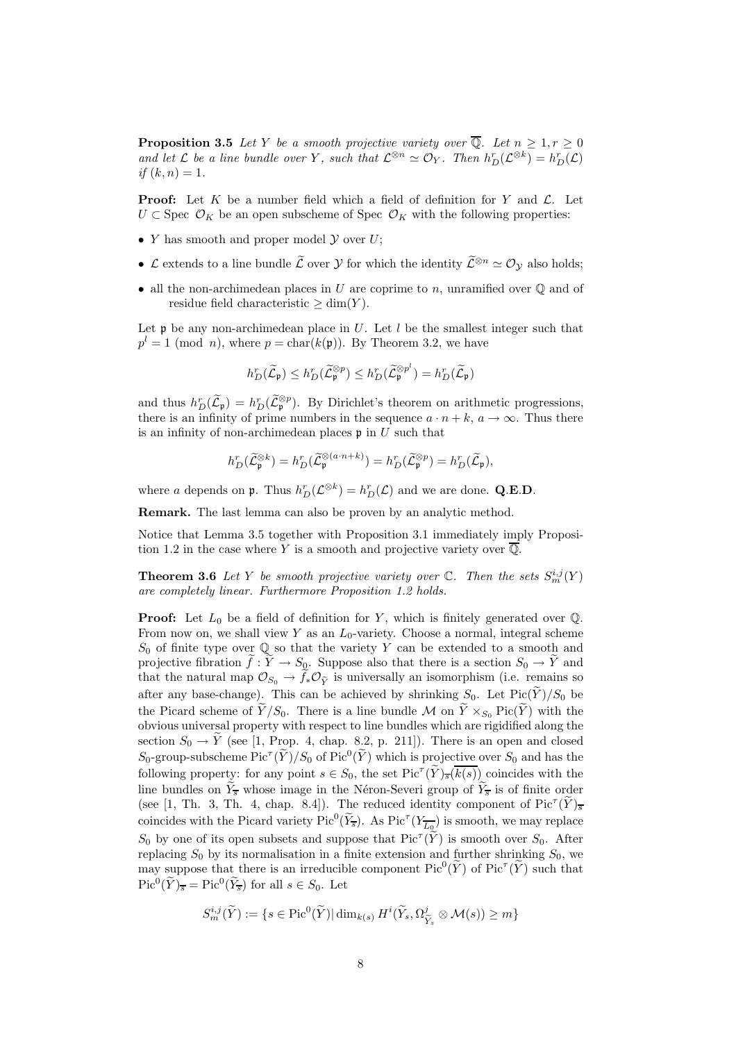**Proposition 3.5** *Let $Y$ be a smooth projective variety over $\overline{\mathbb{Q}}$. Let $n \geq 1, r \geq 0$ and let $\mathcal{L}$ be a line bundle over $Y$, such that $\mathcal{L}^{\otimes n} \simeq \mathcal{O}_Y$. Then $h^r_D(\mathcal{L}^{\otimes k}) = h^r_D(\mathcal{L})$ if $(k,n) = 1$.*

**Proof:** Let $K$ be a number field which a field of definition for $Y$ and $\mathcal{L}$. Let $U \subset \text{Spec } \mathcal{O}_K$ be an open subscheme of Spec $\mathcal{O}_K$ with the following properties:

- $Y$ has smooth and proper model $\mathcal{Y}$ over $U$;
- $\mathcal{L}$ extends to a line bundle $\widetilde{\mathcal{L}}$ over $\mathcal{Y}$ for which the identity $\widetilde{\mathcal{L}}^{\otimes n} \simeq \mathcal{O}_{\mathcal{Y}}$ also holds;
- all the non-archimedean places in $U$ are coprime to $n$, unramified over $\mathbb{Q}$ and of residue field characteristic $\geq \dim(Y)$.

Let $\mathfrak{p}$ be any non-archimedean place in $U$. Let $l$ be the smallest integer such that $p^l = 1 \pmod n$, where $p = \text{char}(k(\mathfrak{p}))$. By Theorem 3.2, we have

$$h^r_D(\widetilde{\mathcal{L}}_{\mathfrak{p}}) \leq h^r_D(\widetilde{\mathcal{L}}_{\mathfrak{p}}^{\otimes p}) \leq h^r_D(\widetilde{\mathcal{L}}_{\mathfrak{p}}^{\otimes p^l}) = h^r_D(\widetilde{\mathcal{L}}_{\mathfrak{p}})$$

and thus $h^r_D(\widetilde{\mathcal{L}}_{\mathfrak{p}}) = h^r_D(\widetilde{\mathcal{L}}_{\mathfrak{p}}^{\otimes p})$. By Dirichlet's theorem on arithmetic progressions, there is an infinity of prime numbers in the sequence $a \cdot n + k$, $a \to \infty$. Thus there is an infinity of non-archimedean places $\mathfrak{p}$ in $U$ such that

$$h^r_D(\widetilde{\mathcal{L}}_{\mathfrak{p}}^{\otimes k}) = h^r_D(\widetilde{\mathcal{L}}_{\mathfrak{p}}^{\otimes (a \cdot n + k)}) = h^r_D(\widetilde{\mathcal{L}}_{\mathfrak{p}}^{\otimes p}) = h^r_D(\widetilde{\mathcal{L}}_{\mathfrak{p}}),$$

where $a$ depends on $\mathfrak{p}$. Thus $h^r_D(\mathcal{L}^{\otimes k}) = h^r_D(\mathcal{L})$ and we are done. **Q.E.D.**

**Remark.** The last lemma can also be proven by an analytic method.

Notice that Lemma 3.5 together with Proposition 3.1 immediately imply Proposition 1.2 in the case where $Y$ is a smooth and projective variety over $\overline{\mathbb{Q}}$.

**Theorem 3.6** *Let $Y$ be smooth projective variety over $\mathbb{C}$. Then the sets $S^{i,j}_m(Y)$ are completely linear. Furthermore Proposition 1.2 holds.*

**Proof:** Let $L_0$ be a field of definition for $Y$, which is finitely generated over $\mathbb{Q}$. From now on, we shall view $Y$ as an $L_0$-variety. Choose a normal, integral scheme $S_0$ of finite type over $\mathbb{Q}$ so that the variety $Y$ can be extended to a smooth and projective fibration $\widetilde{f} : \widetilde{Y} \to S_0$. Suppose also that there is a section $S_0 \to \widetilde{Y}$ and that the natural map $\mathcal{O}_{S_0} \to \widetilde{f}_* \mathcal{O}_{\widetilde{Y}}$ is universally an isomorphism (i.e. remains so after any base-change). This can be achieved by shrinking $S_0$. Let $\text{Pic}(\widetilde{Y})/S_0$ be the Picard scheme of $\widetilde{Y}/S_0$. There is a line bundle $\mathcal{M}$ on $\widetilde{Y} \times_{S_0} \text{Pic}(\widetilde{Y})$ with the obvious universal property with respect to line bundles which are rigidified along the section $S_0 \to \widetilde{Y}$ (see [1, Prop. 4, chap. 8.2, p. 211]). There is an open and closed $S_0$-group-subscheme $\text{Pic}^\tau(\widetilde{Y})/S_0$ of $\text{Pic}^0(\widetilde{Y})$ which is projective over $S_0$ and has the following property: for any point $s \in S_0$, the set $\text{Pic}^\tau(\widetilde{Y})_{\overline{s}}(\overline{k(s)})$ coincides with the line bundles on $\widetilde{Y}_{\overline{s}}$ whose image in the Néron-Severi group of $\widetilde{Y}_{\overline{s}}$ is of finite order (see [1, Th. 3, Th. 4, chap. 8.4]). The reduced identity component of $\text{Pic}^\tau(\widetilde{Y})_{\overline{s}}$ coincides with the Picard variety $\text{Pic}^0(\widetilde{Y}_{\overline{s}})$. As $\text{Pic}^\tau(Y_{\overline{L_0}})$ is smooth, we may replace $S_0$ by one of its open subsets and suppose that $\text{Pic}^\tau(\widetilde{Y})$ is smooth over $S_0$. After replacing $S_0$ by its normalisation in a finite extension and further shrinking $S_0$, we may suppose that there is an irreducible component $\text{Pic}^0(\widetilde{Y})$ of $\text{Pic}^\tau(\widetilde{Y})$ such that $\text{Pic}^0(\widetilde{Y})_{\overline{s}} = \text{Pic}^0(\widetilde{Y}_{\overline{s}})$ for all $s \in S_0$. Let

$$S^{i,j}_m(\widetilde{Y}) := \{s \in \text{Pic}^0(\widetilde{Y}) | \dim_{k(s)} H^i(\widetilde{Y}_s, \Omega^j_{\widetilde{Y}_s} \otimes \mathcal{M}(s)) \geq m\}$$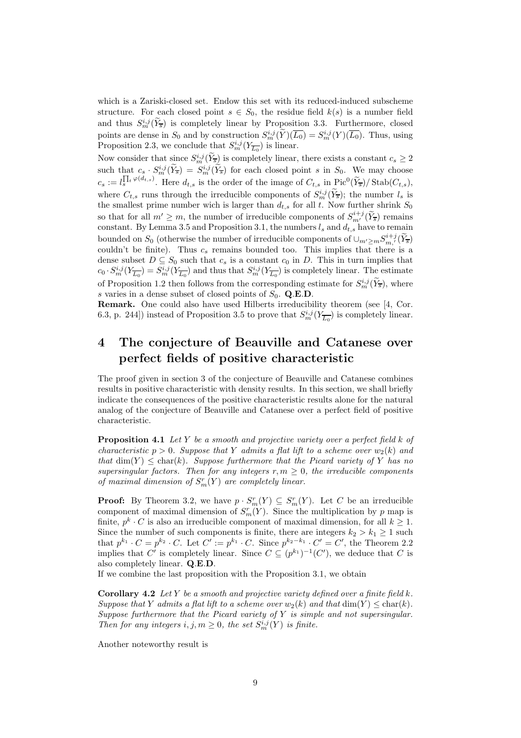which is a Zariski-closed set. Endow this set with its reduced-induced subscheme structure. For each closed point $s \in S_0$, the residue field $k(s)$ is a number field and thus $S^{i,j}_m(\widetilde{Y}_{\overline{s}})$ is completely linear by Proposition 3.3. Furthermore, closed points are dense in $S_0$ and by construction $S^{i,j}_m(\widetilde{Y})(\overline{L_0}) = S^{i,j}_m(Y)(\overline{L_0})$. Thus, using Proposition 2.3, we conclude that $S^{i,j}_m(Y_{\overline{L_0}})$ is linear.

Now consider that since $S^{i,j}_m(\widetilde{Y}_{\overline{s}})$ is completely linear, there exists a constant $c_s \geq 2$ such that $c_s \cdot S^{i,j}_m(\widetilde{Y}_{\overline{s}}) = S^{i,j}_m(\widetilde{Y}_{\overline{s}})$ for each closed point $s$ in $S_0$. We may choose $c_s := l_s^{\prod_t \varphi(d_{t,s})}$. Here $d_{t,s}$ is the order of the image of $C_{t,s}$ in $\mathrm{Pic}^0(\widetilde{Y}_{\overline{s}})/\,\mathrm{Stab}(C_{t,s})$, where $C_{t,s}$ runs through the irreducible components of $S^{i,j}_m(\widetilde{Y}_{\overline{s}})$; the number $l_s$ is the smallest prime number wich is larger than $d_{t,s}$ for all $t$. Now further shrink $S_0$ so that for all $m' \geq m$, the number of irreducible components of $S^{i+j}_{m'}(\widetilde{Y}_{\overline{s}})$ remains constant. By Lemma 3.5 and Proposition 3.1, the numbers $l_s$ and $d_{t,s}$ have to remain bounded on $S_0$ (otherwise the number of irreducible components of $\cup_{m' \geq m} S^{i+j}_{m,'}(\widetilde{Y}_{\overline{s}})$ couldn't be finite). Thus $c_s$ remains bounded too. This implies that there is a dense subset $D \subseteq S_0$ such that $c_s$ is a constant $c_0$ in $D$. This in turn implies that $c_0 \cdot S^{i,j}_m(Y_{\overline{L_0}}) = S^{i,j}_m(Y_{\overline{L_0}})$ and thus that $S^{i,j}_m(Y_{\overline{L_0}})$ is completely linear. The estimate of Proposition 1.2 then follows from the corresponding estimate for $S^{i,j}_m(\widetilde{Y}_{\overline{s}})$, where $s$ varies in a dense subset of closed points of $S_0$. **Q.E.D.**

**Remark.** One could also have used Hilberts irreducibility theorem (see [4, Cor. 6.3, p. 244]) instead of Proposition 3.5 to prove that $S^{i,j}_m(Y_{\overline{L_0}})$ is completely linear.

# 4 The conjecture of Beauville and Catanese over perfect fields of positive characteristic

The proof given in section 3 of the conjecture of Beauville and Catanese combines results in positive characteristic with density results. In this section, we shall briefly indicate the consequences of the positive characteristic results alone for the natural analog of the conjecture of Beauville and Catanese over a perfect field of positive characteristic.

**Proposition 4.1** *Let $Y$ be a smooth and projective variety over a perfect field $k$ of characteristic $p > 0$. Suppose that $Y$ admits a flat lift to a scheme over $w_2(k)$ and that $\dim(Y) \leq \mathrm{char}(k)$. Suppose furthermore that the Picard variety of $Y$ has no supersingular factors. Then for any integers $r, m \geq 0$, the irreducible components of maximal dimension of $S^r_m(Y)$ are completely linear.*

**Proof:** By Theorem 3.2, we have $p \cdot S^r_m(Y) \subseteq S^r_m(Y)$. Let $C$ be an irreducible component of maximal dimension of $S^r_m(Y)$. Since the multiplication by $p$ map is finite, $p^k \cdot C$ is also an irreducible component of maximal dimension, for all $k \geq 1$. Since the number of such components is finite, there are integers $k_2 > k_1 \geq 1$ such that $p^{k_1} \cdot C = p^{k_2} \cdot C$. Let $C' := p^{k_1} \cdot C$. Since $p^{k_2 - k_1} \cdot C' = C'$, the Theorem 2.2 implies that $C'$ is completely linear. Since $C \subseteq (p^{k_1})^{-1}(C')$, we deduce that $C$ is also completely linear. **Q.E.D.**

If we combine the last proposition with the Proposition 3.1, we obtain

**Corollary 4.2** *Let $Y$ be a smooth and projective variety defined over a finite field $k$. Suppose that $Y$ admits a flat lift to a scheme over $w_2(k)$ and that $\dim(Y) \leq \mathrm{char}(k)$. Suppose furthermore that the Picard variety of $Y$ is simple and not supersingular. Then for any integers $i, j, m \geq 0$, the set $S^{i,j}_m(Y)$ is finite.*

Another noteworthy result is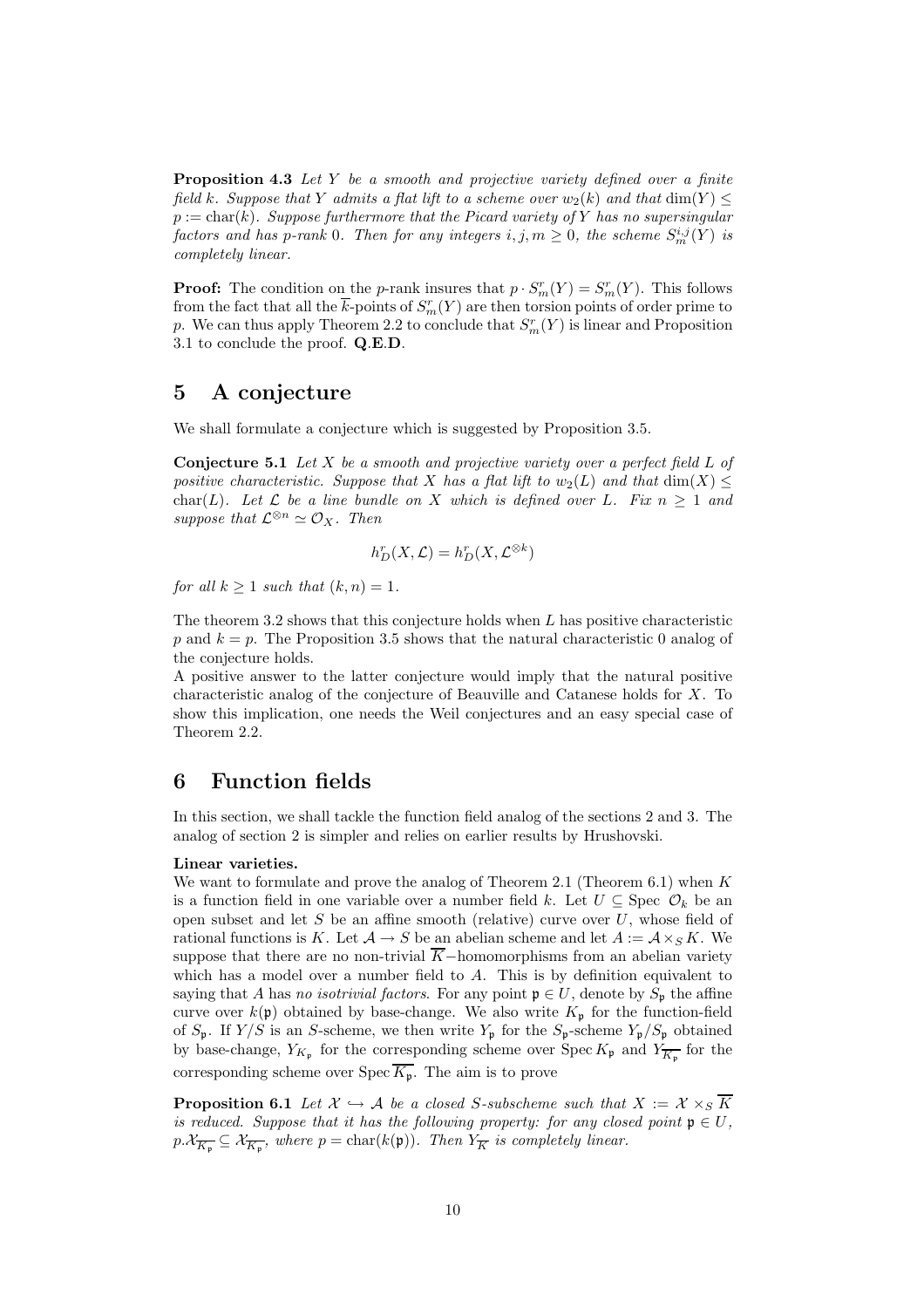**Proposition 4.3** *Let $Y$ be a smooth and projective variety defined over a finite field $k$. Suppose that $Y$ admits a flat lift to a scheme over $w_2(k)$ and that $\dim(Y) \leq p := \mathrm{char}(k)$. Suppose furthermore that the Picard variety of $Y$ has no supersingular factors and has $p$-rank $0$. Then for any integers $i, j, m \geq 0$, the scheme $S^{i,j}_m(Y)$ is completely linear.*

**Proof:** The condition on the $p$-rank insures that $p \cdot S^r_m(Y) = S^r_m(Y)$. This follows from the fact that all the $\overline{k}$-points of $S^r_m(Y)$ are then torsion points of order prime to $p$. We can thus apply Theorem 2.2 to conclude that $S^r_m(Y)$ is linear and Proposition 3.1 to conclude the proof. **Q.E.D.**

## 5 A conjecture

We shall formulate a conjecture which is suggested by Proposition 3.5.

**Conjecture 5.1** *Let $X$ be a smooth and projective variety over a perfect field $L$ of positive characteristic. Suppose that $X$ has a flat lift to $w_2(L)$ and that $\dim(X) \leq \mathrm{char}(L)$. Let $\mathcal{L}$ be a line bundle on $X$ which is defined over $L$. Fix $n \geq 1$ and suppose that $\mathcal{L}^{\otimes n} \simeq \mathcal{O}_X$. Then*

$$h^r_D(X, \mathcal{L}) = h^r_D(X, \mathcal{L}^{\otimes k})$$

*for all $k \geq 1$ such that $(k, n) = 1$.*

The theorem 3.2 shows that this conjecture holds when $L$ has positive characteristic $p$ and $k = p$. The Proposition 3.5 shows that the natural characteristic 0 analog of the conjecture holds.

A positive answer to the latter conjecture would imply that the natural positive characteristic analog of the conjecture of Beauville and Catanese holds for $X$. To show this implication, one needs the Weil conjectures and an easy special case of Theorem 2.2.

## 6 Function fields

In this section, we shall tackle the function field analog of the sections 2 and 3. The analog of section 2 is simpler and relies on earlier results by Hrushovski.

**Linear varieties.**

We want to formulate and prove the analog of Theorem 2.1 (Theorem 6.1) when $K$ is a function field in one variable over a number field $k$. Let $U \subseteq \mathrm{Spec}\ \mathcal{O}_k$ be an open subset and let $S$ be an affine smooth (relative) curve over $U$, whose field of rational functions is $K$. Let $\mathcal{A} \to S$ be an abelian scheme and let $A := \mathcal{A} \times_S K$. We suppose that there are no non-trivial $\overline{K}-$homomorphisms from an abelian variety which has a model over a number field to $A$. This is by definition equivalent to saying that $A$ has *no isotrivial factors*. For any point $\mathfrak{p} \in U$, denote by $S_\mathfrak{p}$ the affine curve over $k(\mathfrak{p})$ obtained by base-change. We also write $K_\mathfrak{p}$ for the function-field of $S_\mathfrak{p}$. If $Y/S$ is an $S$-scheme, we then write $Y_\mathfrak{p}$ for the $S_\mathfrak{p}$-scheme $Y_\mathfrak{p}/S_\mathfrak{p}$ obtained by base-change, $Y_{K_\mathfrak{p}}$ for the corresponding scheme over $\mathrm{Spec}\, K_\mathfrak{p}$ and $Y_{\overline{K_\mathfrak{p}}}$ for the corresponding scheme over $\mathrm{Spec}\, \overline{K_\mathfrak{p}}$. The aim is to prove

**Proposition 6.1** *Let $\mathcal{X} \hookrightarrow \mathcal{A}$ be a closed $S$-subscheme such that $X := \mathcal{X} \times_S \overline{K}$ is reduced. Suppose that it has the following property: for any closed point $\mathfrak{p} \in U$, $p.\mathcal{X}_{\overline{K_\mathfrak{p}}} \subseteq \mathcal{X}_{\overline{K_\mathfrak{p}}}$, where $p = \mathrm{char}(k(\mathfrak{p}))$. Then $Y_{\overline{K}}$ is completely linear.*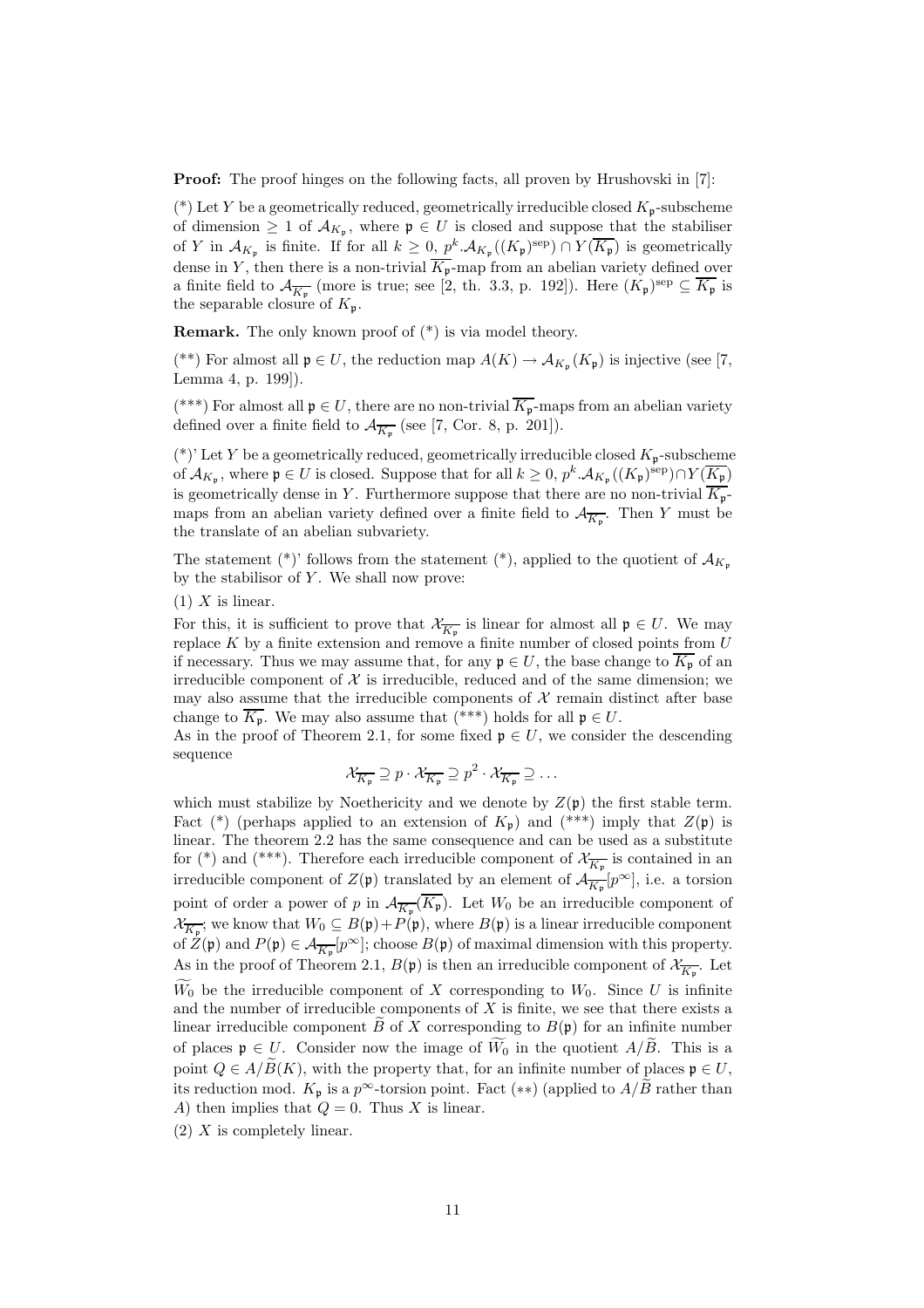**Proof:** The proof hinges on the following facts, all proven by Hrushovski in [7]:

(*) Let $Y$ be a geometrically reduced, geometrically irreducible closed $K_\mathfrak{p}$-subscheme of dimension $\geq 1$ of $\mathcal{A}_{K_\mathfrak{p}}$, where $\mathfrak{p} \in U$ is closed and suppose that the stabiliser of $Y$ in $\mathcal{A}_{K_\mathfrak{p}}$ is finite. If for all $k \geq 0$, $p^k.\mathcal{A}_{K_\mathfrak{p}}((K_\mathfrak{p})^{\rm sep}) \cap Y(\overline{K_\mathfrak{p}})$ is geometrically dense in $Y$, then there is a non-trivial $\overline{K_\mathfrak{p}}$-map from an abelian variety defined over a finite field to $\mathcal{A}_{\overline{K_\mathfrak{p}}}$ (more is true; see [2, th. 3.3, p. 192]). Here $(K_\mathfrak{p})^{\rm sep} \subseteq \overline{K_\mathfrak{p}}$ is the separable closure of $K_\mathfrak{p}$.

**Remark.** The only known proof of (*) is via model theory.

(**) For almost all $\mathfrak{p} \in U$, the reduction map $A(K) \to \mathcal{A}_{K_\mathfrak{p}}(K_\mathfrak{p})$ is injective (see [7, Lemma 4, p. 199]).

(***) For almost all $\mathfrak{p} \in U$, there are no non-trivial $\overline{K_\mathfrak{p}}$-maps from an abelian variety defined over a finite field to $\mathcal{A}_{\overline{K_\mathfrak{p}}}$ (see [7, Cor. 8, p. 201]).

(*)' Let $Y$ be a geometrically reduced, geometrically irreducible closed $K_\mathfrak{p}$-subscheme of $\mathcal{A}_{K_\mathfrak{p}}$, where $\mathfrak{p} \in U$ is closed. Suppose that for all $k \geq 0$, $p^k.\mathcal{A}_{K_\mathfrak{p}}((K_\mathfrak{p})^{\rm sep}) \cap Y(\overline{K_\mathfrak{p}})$ is geometrically dense in $Y$. Furthermore suppose that there are no non-trivial $\overline{K_\mathfrak{p}}$-maps from an abelian variety defined over a finite field to $\mathcal{A}_{\overline{K_\mathfrak{p}}}$. Then $Y$ must be the translate of an abelian subvariety.

The statement (*)' follows from the statement (*), applied to the quotient of $\mathcal{A}_{K_\mathfrak{p}}$ by the stabilisor of $Y$. We shall now prove:

(1) $X$ is linear.

For this, it is sufficient to prove that $\mathcal{X}_{\overline{K_\mathfrak{p}}}$ is linear for almost all $\mathfrak{p} \in U$. We may replace $K$ by a finite extension and remove a finite number of closed points from $U$ if necessary. Thus we may assume that, for any $\mathfrak{p} \in U$, the base change to $\overline{K_\mathfrak{p}}$ of an irreducible component of $\mathcal{X}$ is irreducible, reduced and of the same dimension; we may also assume that the irreducible components of $\mathcal{X}$ remain distinct after base change to $\overline{K_\mathfrak{p}}$. We may also assume that (***) holds for all $\mathfrak{p} \in U$.

As in the proof of Theorem 2.1, for some fixed $\mathfrak{p} \in U$, we consider the descending sequence

$$\mathcal{X}_{\overline{K_\mathfrak{p}}} \supseteq p \cdot \mathcal{X}_{\overline{K_\mathfrak{p}}} \supseteq p^2 \cdot \mathcal{X}_{\overline{K_\mathfrak{p}}} \supseteq \dots$$

which must stabilize by Noethericity and we denote by $Z(\mathfrak{p})$ the first stable term. Fact (*) (perhaps applied to an extension of $K_\mathfrak{p}$) and (***) imply that $Z(\mathfrak{p})$ is linear. The theorem 2.2 has the same consequence and can be used as a substitute for (*) and (***). Therefore each irreducible component of $\mathcal{X}_{\overline{K_\mathfrak{p}}}$ is contained in an irreducible component of $Z(\mathfrak{p})$ translated by an element of $\mathcal{A}_{\overline{K_\mathfrak{p}}}[p^\infty]$, i.e. a torsion point of order a power of $p$ in $\mathcal{A}_{\overline{K_\mathfrak{p}}}(\overline{K_\mathfrak{p}})$. Let $W_0$ be an irreducible component of $\mathcal{X}_{\overline{K_\mathfrak{p}}}$; we know that $W_0 \subseteq B(\mathfrak{p}) + P(\mathfrak{p})$, where $B(\mathfrak{p})$ is a linear irreducible component of $Z(\mathfrak{p})$ and $P(\mathfrak{p}) \in \mathcal{A}_{\overline{K_\mathfrak{p}}}[p^\infty]$; choose $B(\mathfrak{p})$ of maximal dimension with this property. As in the proof of Theorem 2.1, $B(\mathfrak{p})$ is then an irreducible component of $\mathcal{X}_{\overline{K_\mathfrak{p}}}$. Let $\widetilde{W}_0$ be the irreducible component of $X$ corresponding to $W_0$. Since $U$ is infinite and the number of irreducible components of $X$ is finite, we see that there exists a linear irreducible component $\widetilde{B}$ of $X$ corresponding to $B(\mathfrak{p})$ for an infinite number of places $\mathfrak{p} \in U$. Consider now the image of $\widetilde{W}_0$ in the quotient $A/\widetilde{B}$. This is a point $Q \in A/\widetilde{B}(K)$, with the property that, for an infinite number of places $\mathfrak{p} \in U$, its reduction mod. $K_\mathfrak{p}$ is a $p^\infty$-torsion point. Fact (**) (applied to $A/\widetilde{B}$ rather than $A$) then implies that $Q = 0$. Thus $X$ is linear.

(2) $X$ is completely linear.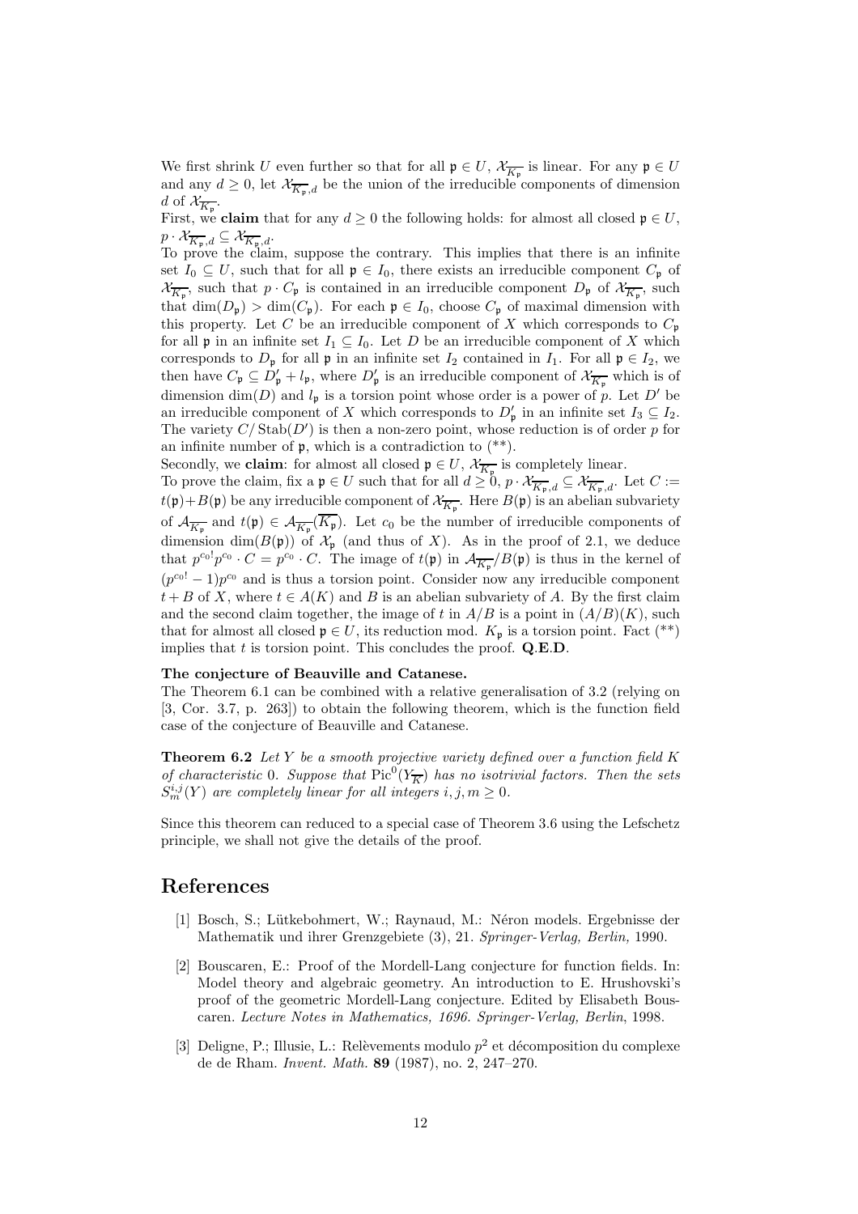We first shrink $U$ even further so that for all $\mathfrak{p} \in U$, $\mathcal{X}_{\overline{K_\mathfrak{p}}}$ is linear. For any $\mathfrak{p} \in U$ and any $d \geq 0$, let $\mathcal{X}_{\overline{K_\mathfrak{p}},d}$ be the union of the irreducible components of dimension $d$ of $\mathcal{X}_{\overline{K_\mathfrak{p}}}$.

First, we **claim** that for any $d \geq 0$ the following holds: for almost all closed $\mathfrak{p} \in U$, $p \cdot \mathcal{X}_{\overline{K_\mathfrak{p}},d} \subseteq \mathcal{X}_{\overline{K_\mathfrak{p}},d}$.

To prove the claim, suppose the contrary. This implies that there is an infinite set $I_0 \subseteq U$, such that for all $\mathfrak{p} \in I_0$, there exists an irreducible component $C_\mathfrak{p}$ of $\mathcal{X}_{\overline{K_\mathfrak{p}}}$, such that $p \cdot C_\mathfrak{p}$ is contained in an irreducible component $D_\mathfrak{p}$ of $\mathcal{X}_{\overline{K_\mathfrak{p}}}$, such that $\dim(D_\mathfrak{p}) > \dim(C_\mathfrak{p})$. For each $\mathfrak{p} \in I_0$, choose $C_\mathfrak{p}$ of maximal dimension with this property. Let $C$ be an irreducible component of $X$ which corresponds to $C_\mathfrak{p}$ for all $\mathfrak{p}$ in an infinite set $I_1 \subseteq I_0$. Let $D$ be an irreducible component of $X$ which corresponds to $D_\mathfrak{p}$ for all $\mathfrak{p}$ in an infinite set $I_2$ contained in $I_1$. For all $\mathfrak{p} \in I_2$, we then have $C_\mathfrak{p} \subseteq D'_\mathfrak{p} + l_\mathfrak{p}$, where $D'_\mathfrak{p}$ is an irreducible component of $\mathcal{X}_{\overline{K_\mathfrak{p}}}$ which is of dimension $\dim(D)$ and $l_\mathfrak{p}$ is a torsion point whose order is a power of $p$. Let $D'$ be an irreducible component of $X$ which corresponds to $D'_\mathfrak{p}$ in an infinite set $I_3 \subseteq I_2$. The variety $C/\operatorname{Stab}(D')$ is then a non-zero point, whose reduction is of order $p$ for an infinite number of $\mathfrak{p}$, which is a contradiction to (\*\*).

Secondly, we **claim**: for almost all closed $\mathfrak{p} \in U$, $\mathcal{X}_{\overline{K_\mathfrak{p}}}$ is completely linear.

To prove the claim, fix a $\mathfrak{p} \in U$ such that for all $d \geq 0$, $p \cdot \mathcal{X}_{\overline{K_\mathfrak{p}},d} \subseteq \mathcal{X}_{\overline{K_\mathfrak{p}},d}$. Let $C := t(\mathfrak{p}) + B(\mathfrak{p})$ be any irreducible component of $\mathcal{X}_{\overline{K_\mathfrak{p}}}$. Here $B(\mathfrak{p})$ is an abelian subvariety of $\mathcal{A}_{\overline{K_\mathfrak{p}}}$ and $t(\mathfrak{p}) \in \mathcal{A}_{\overline{K_\mathfrak{p}}}(\overline{K_\mathfrak{p}})$. Let $c_0$ be the number of irreducible components of dimension $\dim(B(\mathfrak{p}))$ of $\mathcal{X}_\mathfrak{p}$ (and thus of $X$). As in the proof of 2.1, we deduce that $p^{c_0!}p^{c_0} \cdot C = p^{c_0} \cdot C$. The image of $t(\mathfrak{p})$ in $\mathcal{A}_{\overline{K_\mathfrak{p}}}/B(\mathfrak{p})$ is thus in the kernel of $(p^{c_0!} - 1)p^{c_0}$ and is thus a torsion point. Consider now any irreducible component $t + B$ of $X$, where $t \in A(K)$ and $B$ is an abelian subvariety of $A$. By the first claim and the second claim together, the image of $t$ in $A/B$ is a point in $(A/B)(K)$, such that for almost all closed $\mathfrak{p} \in U$, its reduction mod. $K_\mathfrak{p}$ is a torsion point. Fact (\*\*) implies that $t$ is torsion point. This concludes the proof. **Q.E.D.**

**The conjecture of Beauville and Catanese.**

The Theorem 6.1 can be combined with a relative generalisation of 3.2 (relying on [3, Cor. 3.7, p. 263]) to obtain the following theorem, which is the function field case of the conjecture of Beauville and Catanese.

**Theorem 6.2** *Let $Y$ be a smooth projective variety defined over a function field $K$ of characteristic 0. Suppose that $\operatorname{Pic}^0(Y_{\overline{K}})$ has no isotrivial factors. Then the sets $S_m^{i,j}(Y)$ are completely linear for all integers $i, j, m \geq 0$.*

Since this theorem can reduced to a special case of Theorem 3.6 using the Lefschetz principle, we shall not give the details of the proof.

# References

[1] Bosch, S.; Lütkebohmert, W.; Raynaud, M.: Néron models. Ergebnisse der Mathematik und ihrer Grenzgebiete (3), 21. *Springer-Verlag, Berlin,* 1990.

[2] Bouscaren, E.: Proof of the Mordell-Lang conjecture for function fields. In: Model theory and algebraic geometry. An introduction to E. Hrushovski's proof of the geometric Mordell-Lang conjecture. Edited by Elisabeth Bouscaren. *Lecture Notes in Mathematics, 1696. Springer-Verlag, Berlin*, 1998.

[3] Deligne, P.; Illusie, L.: Relèvements modulo $p^2$ et décomposition du complexe de de Rham. *Invent. Math.* **89** (1987), no. 2, 247–270.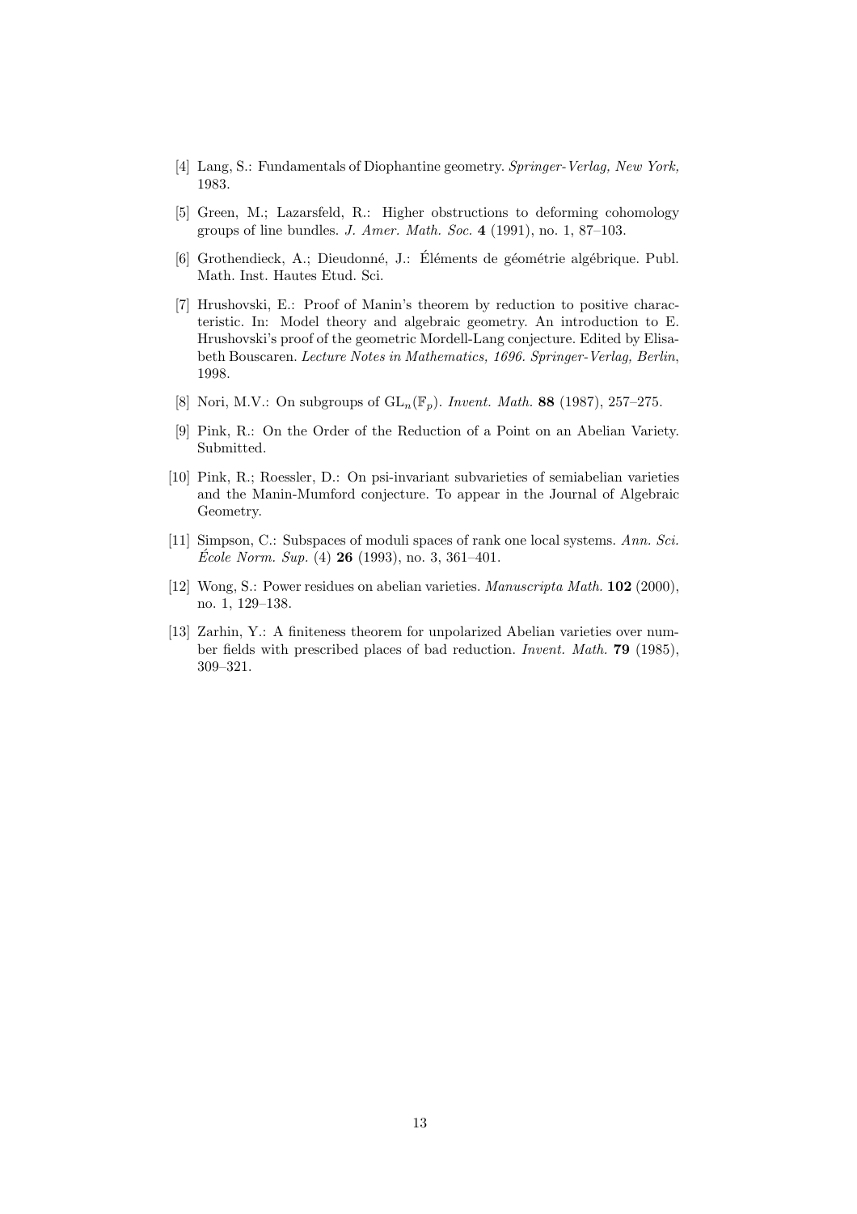[4] Lang, S.: Fundamentals of Diophantine geometry. *Springer-Verlag, New York,* 1983.

[5] Green, M.; Lazarsfeld, R.: Higher obstructions to deforming cohomology groups of line bundles. *J. Amer. Math. Soc.* **4** (1991), no. 1, 87–103.

[6] Grothendieck, A.; Dieudonné, J.: Éléments de géométrie algébrique. Publ. Math. Inst. Hautes Etud. Sci.

[7] Hrushovski, E.: Proof of Manin's theorem by reduction to positive characteristic. In: Model theory and algebraic geometry. An introduction to E. Hrushovski's proof of the geometric Mordell-Lang conjecture. Edited by Elisabeth Bouscaren. *Lecture Notes in Mathematics, 1696. Springer-Verlag, Berlin,* 1998.

[8] Nori, M.V.: On subgroups of $\mathrm{GL}_n(\mathbb{F}_p)$. *Invent. Math.* **88** (1987), 257–275.

[9] Pink, R.: On the Order of the Reduction of a Point on an Abelian Variety. Submitted.

[10] Pink, R.; Roessler, D.: On psi-invariant subvarieties of semiabelian varieties and the Manin-Mumford conjecture. To appear in the Journal of Algebraic Geometry.

[11] Simpson, C.: Subspaces of moduli spaces of rank one local systems. *Ann. Sci. École Norm. Sup.* (4) **26** (1993), no. 3, 361–401.

[12] Wong, S.: Power residues on abelian varieties. *Manuscripta Math.* **102** (2000), no. 1, 129–138.

[13] Zarhin, Y.: A finiteness theorem for unpolarized Abelian varieties over number fields with prescribed places of bad reduction. *Invent. Math.* **79** (1985), 309–321.